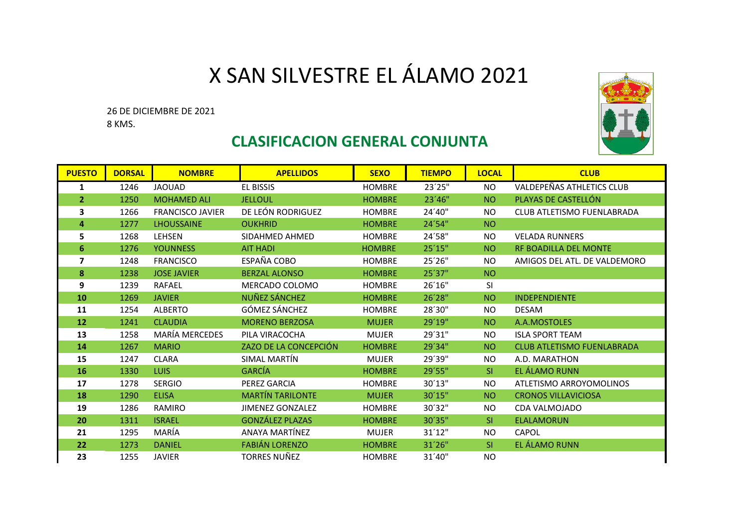# X SAN SILVESTRE EL ÁLAMO 2021

26 DE DICIEMBRE DE 2021
8 KMS.

## CLASIFICACION GENERAL CONJUNTA

| PUESTO | DORSAL | NOMBRE | APELLIDOS | SEXO | TIEMPO | LOCAL | CLUB |
|---|---|---|---|---|---|---|---|
| 1 | 1246 | JAOUAD | EL BISSIS | HOMBRE | 23´25" | NO | VALDEPEÑAS ATHLETICS CLUB |
| 2 | 1250 | MOHAMED ALI | JELLOUL | HOMBRE | 23´46" | NO | PLAYAS DE CASTELLÓN |
| 3 | 1266 | FRANCISCO JAVIER | DE LEÓN RODRIGUEZ | HOMBRE | 24´40" | NO | CLUB ATLETISMO FUENLABRADA |
| 4 | 1277 | LHOUSSAINE | OUKHRID | HOMBRE | 24´54" | NO | |
| 5 | 1268 | LEHSEN | SIDAHMED AHMED | HOMBRE | 24´58" | NO | VELADA RUNNERS |
| 6 | 1276 | YOUNNESS | AIT HADI | HOMBRE | 25´15" | NO | RF BOADILLA DEL MONTE |
| 7 | 1248 | FRANCISCO | ESPAÑA COBO | HOMBRE | 25´26" | NO | AMIGOS DEL ATL. DE VALDEMORO |
| 8 | 1238 | JOSE JAVIER | BERZAL ALONSO | HOMBRE | 25´37" | NO | |
| 9 | 1239 | RAFAEL | MERCADO COLOMO | HOMBRE | 26´16" | SI | |
| 10 | 1269 | JAVIER | NUÑEZ SÁNCHEZ | HOMBRE | 26´28" | NO | INDEPENDIENTE |
| 11 | 1254 | ALBERTO | GÓMEZ SÁNCHEZ | HOMBRE | 28´30" | NO | DESAM |
| 12 | 1241 | CLAUDIA | MORENO BERZOSA | MUJER | 29´19" | NO | A.A.MOSTOLES |
| 13 | 1258 | MARÍA MERCEDES | PILA VIRACOCHA | MUJER | 29´31" | NO | ISLA SPORT TEAM |
| 14 | 1267 | MARIO | ZAZO DE LA CONCEPCIÓN | HOMBRE | 29´34" | NO | CLUB ATLETISMO FUENLABRADA |
| 15 | 1247 | CLARA | SIMAL MARTÍN | MUJER | 29´39" | NO | A.D. MARATHON |
| 16 | 1330 | LUIS | GARCÍA | HOMBRE | 29´55" | SI | EL ÁLAMO RUNN |
| 17 | 1278 | SERGIO | PEREZ GARCIA | HOMBRE | 30´13" | NO | ATLETISMO ARROYOMOLINOS |
| 18 | 1290 | ELISA | MARTÍN TARILONTE | MUJER | 30´15" | NO | CRONOS VILLAVICIOSA |
| 19 | 1286 | RAMIRO | JIMENEZ GONZALEZ | HOMBRE | 30´32" | NO | CDA VALMOJADO |
| 20 | 1311 | ISRAEL | GONZÁLEZ PLAZAS | HOMBRE | 30´35" | SI | ELALAMORUN |
| 21 | 1295 | MARÍA | ANAYA MARTÍNEZ | MUJER | 31´12" | NO | CAPOL |
| 22 | 1273 | DANIEL | FABIÁN LORENZO | HOMBRE | 31´26" | SI | EL ÁLAMO RUNN |
| 23 | 1255 | JAVIER | TORRES NUÑEZ | HOMBRE | 31´40" | NO | |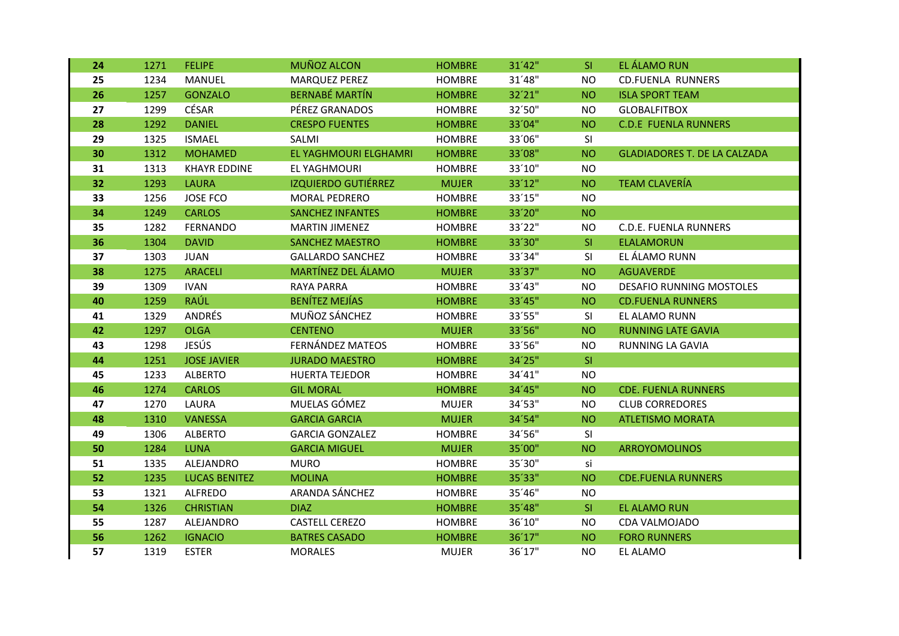| 24 | 1271 | FELIPE | MUÑOZ ALCON | HOMBRE | 31´42" | SI | EL ÁLAMO RUN |
|---|---|---|---|---|---|---|---|
| 25 | 1234 | MANUEL | MARQUEZ PEREZ | HOMBRE | 31´48" | NO | CD.FUENLA RUNNERS |
| 26 | 1257 | GONZALO | BERNABÉ MARTÍN | HOMBRE | 32´21" | NO | ISLA SPORT TEAM |
| 27 | 1299 | CÉSAR | PÉREZ GRANADOS | HOMBRE | 32´50" | NO | GLOBALFITBOX |
| 28 | 1292 | DANIEL | CRESPO FUENTES | HOMBRE | 33´04" | NO | C.D.E FUENLA RUNNERS |
| 29 | 1325 | ISMAEL | SALMI | HOMBRE | 33´06" | SI | |
| 30 | 1312 | MOHAMED | EL YAGHMOURI ELGHAMRI | HOMBRE | 33´08" | NO | GLADIADORES T. DE LA CALZADA |
| 31 | 1313 | KHAYR EDDINE | EL YAGHMOURI | HOMBRE | 33´10" | NO | |
| 32 | 1293 | LAURA | IZQUIERDO GUTIÉRREZ | MUJER | 33´12" | NO | TEAM CLAVERÍA |
| 33 | 1256 | JOSE FCO | MORAL PEDRERO | HOMBRE | 33´15" | NO | |
| 34 | 1249 | CARLOS | SANCHEZ INFANTES | HOMBRE | 33´20" | NO | |
| 35 | 1282 | FERNANDO | MARTIN JIMENEZ | HOMBRE | 33´22" | NO | C.D.E. FUENLA RUNNERS |
| 36 | 1304 | DAVID | SANCHEZ MAESTRO | HOMBRE | 33´30" | SI | ELALAMORUN |
| 37 | 1303 | JUAN | GALLARDO SANCHEZ | HOMBRE | 33´34" | SI | EL ÁLAMO RUNN |
| 38 | 1275 | ARACELI | MARTÍNEZ DEL ÁLAMO | MUJER | 33´37" | NO | AGUAVERDE |
| 39 | 1309 | IVAN | RAYA PARRA | HOMBRE | 33´43" | NO | DESAFIO RUNNING MOSTOLES |
| 40 | 1259 | RAÚL | BENÍTEZ MEJÍAS | HOMBRE | 33´45" | NO | CD.FUENLA RUNNERS |
| 41 | 1329 | ANDRÉS | MUÑOZ SÁNCHEZ | HOMBRE | 33´55" | SI | EL ALAMO RUNN |
| 42 | 1297 | OLGA | CENTENO | MUJER | 33´56" | NO | RUNNING LATE GAVIA |
| 43 | 1298 | JESÚS | FERNÁNDEZ MATEOS | HOMBRE | 33´56" | NO | RUNNING LA GAVIA |
| 44 | 1251 | JOSE JAVIER | JURADO MAESTRO | HOMBRE | 34´25" | SI | |
| 45 | 1233 | ALBERTO | HUERTA TEJEDOR | HOMBRE | 34´41" | NO | |
| 46 | 1274 | CARLOS | GIL MORAL | HOMBRE | 34´45" | NO | CDE. FUENLA RUNNERS |
| 47 | 1270 | LAURA | MUELAS GÓMEZ | MUJER | 34´53" | NO | CLUB CORREDORES |
| 48 | 1310 | VANESSA | GARCIA GARCIA | MUJER | 34´54" | NO | ATLETISMO MORATA |
| 49 | 1306 | ALBERTO | GARCIA GONZALEZ | HOMBRE | 34´56" | SI | |
| 50 | 1284 | LUNA | GARCIA MIGUEL | MUJER | 35´00" | NO | ARROYOMOLINOS |
| 51 | 1335 | ALEJANDRO | MURO | HOMBRE | 35´30" | si | |
| 52 | 1235 | LUCAS BENITEZ | MOLINA | HOMBRE | 35´33" | NO | CDE.FUENLA RUNNERS |
| 53 | 1321 | ALFREDO | ARANDA SÁNCHEZ | HOMBRE | 35´46" | NO | |
| 54 | 1326 | CHRISTIAN | DIAZ | HOMBRE | 35´48" | SI | EL ALAMO RUN |
| 55 | 1287 | ALEJANDRO | CASTELL CEREZO | HOMBRE | 36´10" | NO | CDA VALMOJADO |
| 56 | 1262 | IGNACIO | BATRES CASADO | HOMBRE | 36´17" | NO | FORO RUNNERS |
| 57 | 1319 | ESTER | MORALES | MUJER | 36´17" | NO | EL ALAMO |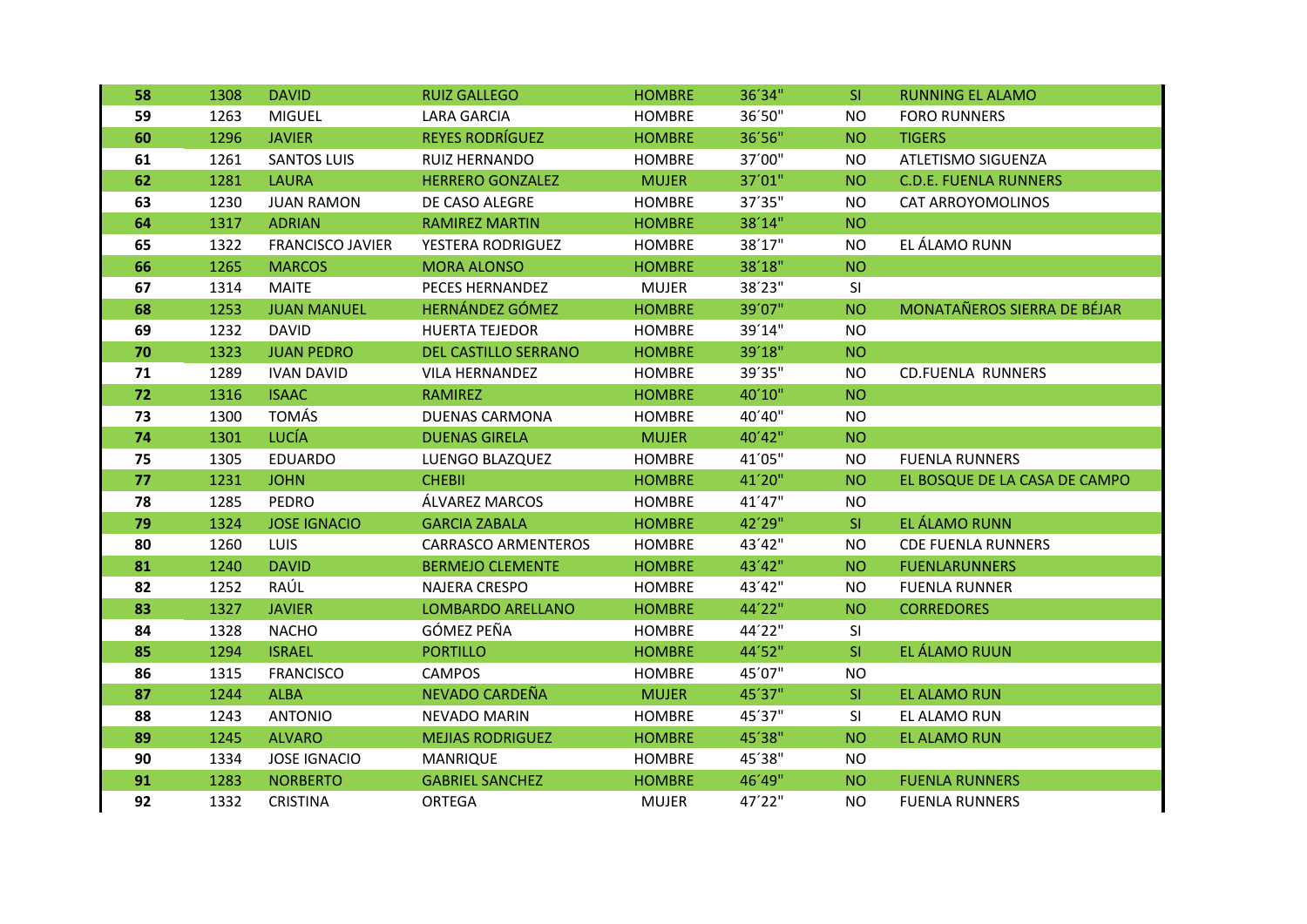| | | | | | | | |
|---|---|---|---|---|---|---|---|
| **58** | 1308 | DAVID | RUIZ GALLEGO | HOMBRE | 36´34" | SI | RUNNING EL ALAMO |
| **59** | 1263 | MIGUEL | LARA GARCIA | HOMBRE | 36´50" | NO | FORO RUNNERS |
| **60** | 1296 | JAVIER | REYES RODRÍGUEZ | HOMBRE | 36´56" | NO | TIGERS |
| **61** | 1261 | SANTOS LUIS | RUIZ HERNANDO | HOMBRE | 37´00" | NO | ATLETISMO SIGUENZA |
| **62** | 1281 | LAURA | HERRERO GONZALEZ | MUJER | 37´01" | NO | C.D.E. FUENLA RUNNERS |
| **63** | 1230 | JUAN RAMON | DE CASO ALEGRE | HOMBRE | 37´35" | NO | CAT ARROYOMOLINOS |
| **64** | 1317 | ADRIAN | RAMIREZ MARTIN | HOMBRE | 38´14" | NO | |
| **65** | 1322 | FRANCISCO JAVIER | YESTERA RODRIGUEZ | HOMBRE | 38´17" | NO | EL ÁLAMO RUNN |
| **66** | 1265 | MARCOS | MORA ALONSO | HOMBRE | 38´18" | NO | |
| **67** | 1314 | MAITE | PECES HERNANDEZ | MUJER | 38´23" | SI | |
| **68** | 1253 | JUAN MANUEL | HERNÁNDEZ GÓMEZ | HOMBRE | 39´07" | NO | MONATAÑEROS SIERRA DE BÉJAR |
| **69** | 1232 | DAVID | HUERTA TEJEDOR | HOMBRE | 39´14" | NO | |
| **70** | 1323 | JUAN PEDRO | DEL CASTILLO SERRANO | HOMBRE | 39´18" | NO | |
| **71** | 1289 | IVAN DAVID | VILA HERNANDEZ | HOMBRE | 39´35" | NO | CD.FUENLA RUNNERS |
| **72** | 1316 | ISAAC | RAMIREZ | HOMBRE | 40´10" | NO | |
| **73** | 1300 | TOMÁS | DUENAS CARMONA | HOMBRE | 40´40" | NO | |
| **74** | 1301 | LUCÍA | DUENAS GIRELA | MUJER | 40´42" | NO | |
| **75** | 1305 | EDUARDO | LUENGO BLAZQUEZ | HOMBRE | 41´05" | NO | FUENLA RUNNERS |
| **77** | 1231 | JOHN | CHEBII | HOMBRE | 41´20" | NO | EL BOSQUE DE LA CASA DE CAMPO |
| **78** | 1285 | PEDRO | ÁLVAREZ MARCOS | HOMBRE | 41´47" | NO | |
| **79** | 1324 | JOSE IGNACIO | GARCIA ZABALA | HOMBRE | 42´29" | SI | EL ÁLAMO RUNN |
| **80** | 1260 | LUIS | CARRASCO ARMENTEROS | HOMBRE | 43´42" | NO | CDE FUENLA RUNNERS |
| **81** | 1240 | DAVID | BERMEJO CLEMENTE | HOMBRE | 43´42" | NO | FUENLARUNNERS |
| **82** | 1252 | RAÚL | NAJERA CRESPO | HOMBRE | 43´42" | NO | FUENLA RUNNER |
| **83** | 1327 | JAVIER | LOMBARDO ARELLANO | HOMBRE | 44´22" | NO | CORREDORES |
| **84** | 1328 | NACHO | GÓMEZ PEÑA | HOMBRE | 44´22" | SI | |
| **85** | 1294 | ISRAEL | PORTILLO | HOMBRE | 44´52" | SI | EL ÁLAMO RUUN |
| **86** | 1315 | FRANCISCO | CAMPOS | HOMBRE | 45´07" | NO | |
| **87** | 1244 | ALBA | NEVADO CARDEÑA | MUJER | 45´37" | SI | EL ALAMO RUN |
| **88** | 1243 | ANTONIO | NEVADO MARIN | HOMBRE | 45´37" | SI | EL ALAMO RUN |
| **89** | 1245 | ALVARO | MEJIAS RODRIGUEZ | HOMBRE | 45´38" | NO | EL ALAMO RUN |
| **90** | 1334 | JOSE IGNACIO | MANRIQUE | HOMBRE | 45´38" | NO | |
| **91** | 1283 | NORBERTO | GABRIEL SANCHEZ | HOMBRE | 46´49" | NO | FUENLA RUNNERS |
| **92** | 1332 | CRISTINA | ORTEGA | MUJER | 47´22" | NO | FUENLA RUNNERS |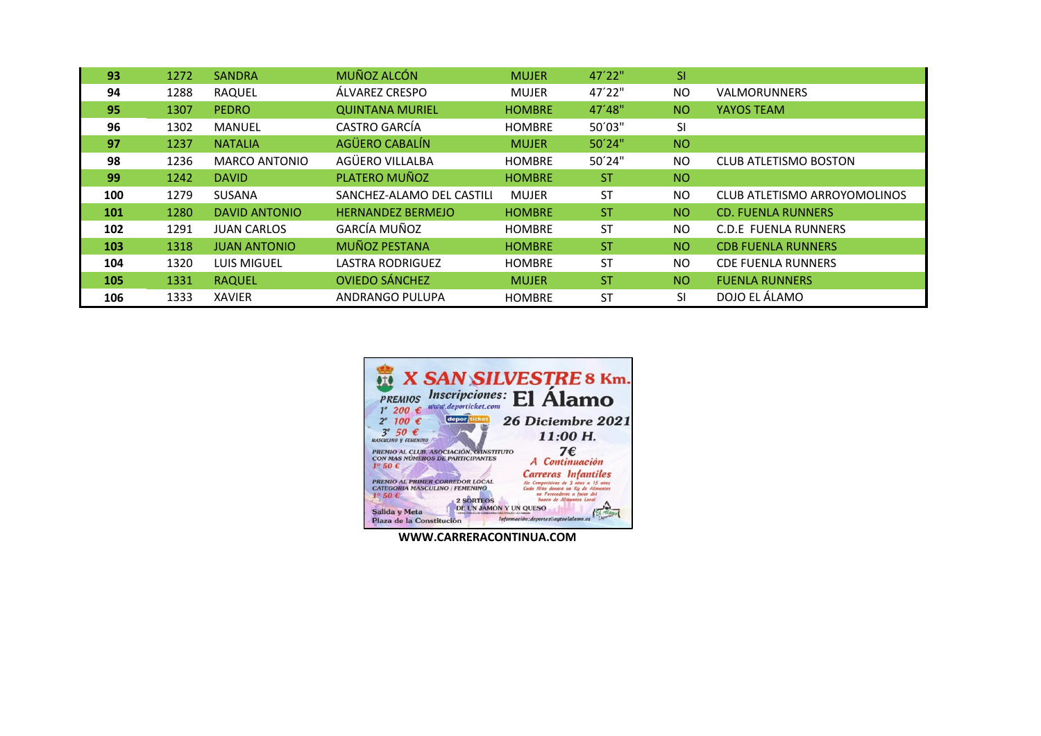| | | | | | | | |
|---|---|---|---|---|---|---|---|
| **93** | 1272 | SANDRA | MUÑOZ ALCÓN | MUJER | 47´22" | SI | |
| **94** | 1288 | RAQUEL | ÁLVAREZ CRESPO | MUJER | 47´22" | NO | VALMORUNNERS |
| **95** | 1307 | PEDRO | QUINTANA MURIEL | HOMBRE | 47´48" | NO | YAYOS TEAM |
| **96** | 1302 | MANUEL | CASTRO GARCÍA | HOMBRE | 50´03" | SI | |
| **97** | 1237 | NATALIA | AGÜERO CABALÍN | MUJER | 50´24" | NO | |
| **98** | 1236 | MARCO ANTONIO | AGÜERO VILLALBA | HOMBRE | 50´24" | NO | CLUB ATLETISMO BOSTON |
| **99** | 1242 | DAVID | PLATERO MUÑOZ | HOMBRE | ST | NO | |
| **100** | 1279 | SUSANA | SANCHEZ-ALAMO DEL CASTILI | MUJER | ST | NO | CLUB ATLETISMO ARROYOMOLINOS |
| **101** | 1280 | DAVID ANTONIO | HERNANDEZ BERMEJO | HOMBRE | ST | NO | CD. FUENLA RUNNERS |
| **102** | 1291 | JUAN CARLOS | GARCÍA MUÑOZ | HOMBRE | ST | NO | C.D.E FUENLA RUNNERS |
| **103** | 1318 | JUAN ANTONIO | MUÑOZ PESTANA | HOMBRE | ST | NO | CDB FUENLA RUNNERS |
| **104** | 1320 | LUIS MIGUEL | LASTRA RODRIGUEZ | HOMBRE | ST | NO | CDE FUENLA RUNNERS |
| **105** | 1331 | RAQUEL | OVIEDO SÁNCHEZ | MUJER | ST | NO | FUENLA RUNNERS |
| **106** | 1333 | XAVIER | ANDRANGO PULUPA | HOMBRE | ST | SI | DOJO EL ÁLAMO |

**WWW.CARRERACONTINUA.COM**